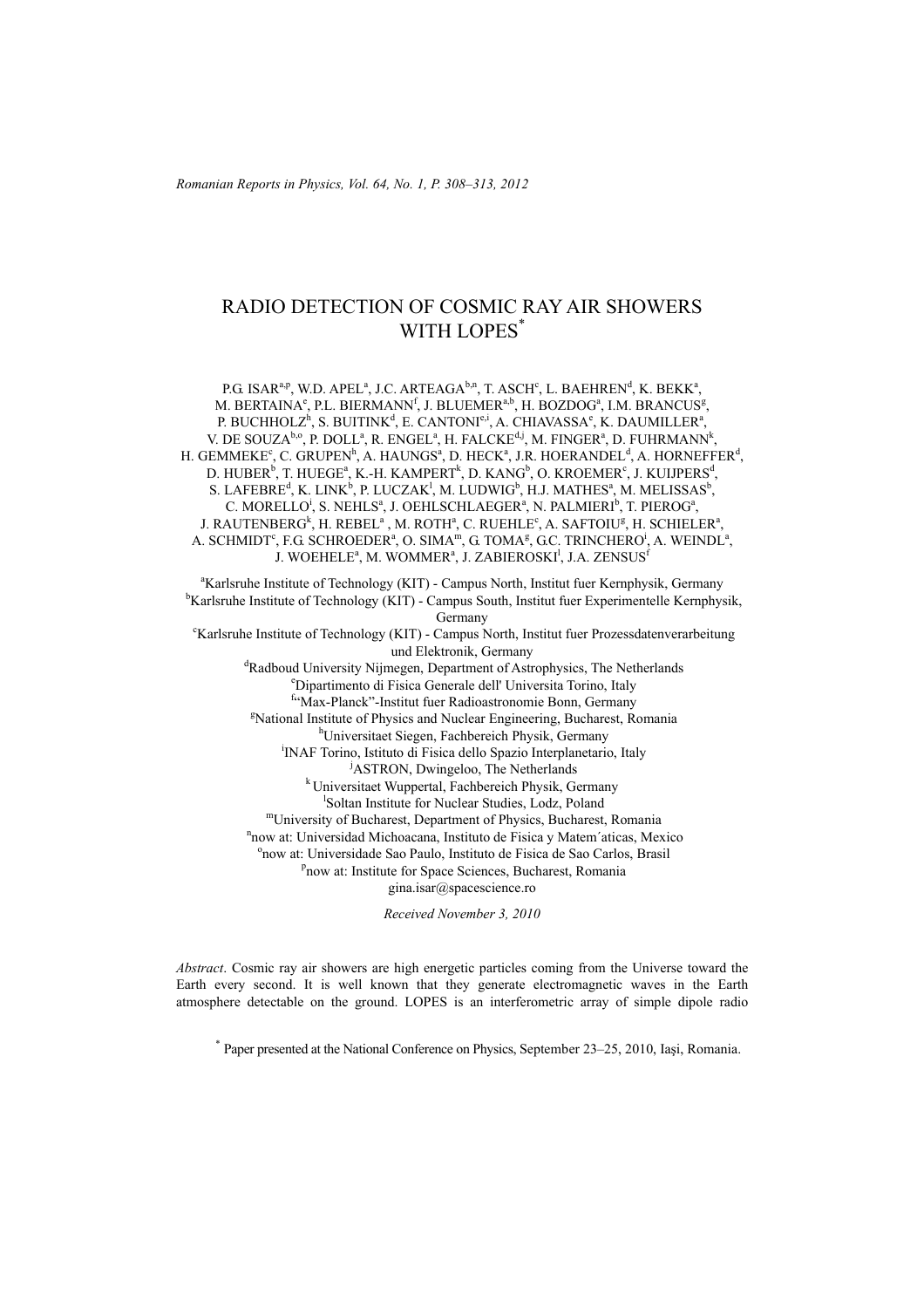# RADIO DETECTION OF COSMIC RAY AIR SHOWERS WITH LOPES[*]

P.G. ISAR[a,p], W.D. APEL[a], J.C. ARTEAGA[b,n], T. ASCH[c], L. BAEHREN[d], K. BEKK[a], M. BERTAINA[e], P.L. BIERMANN[f], J. BLUEMER[a,b], H. BOZDOG[a], I.M. BRANCUS[g], P. BUCHHOLZ[h], S. BUITINK[d], E. CANTONI[e,i], A. CHIAVASSA[e], K. DAUMILLER[a], V. DE SOUZA[b,o], P. DOLL[a], R. ENGEL[a], H. FALCKE[d,j], M. FINGER[a], D. FUHRMANN[k], H. GEMMEKE[c], C. GRUPEN[h], A. HAUNGS[a], D. HECK[a], J.R. HOERANDEL[d], A. HORNEFFER[d], D. HUBER[b], T. HUEGE[a], K.-H. KAMPERT[k], D. KANG[b], O. KROEMER[c], J. KUIJPERS[d], S. LAFEBRE[d], K. LINK[b], P. LUCZAK[l], M. LUDWIG[b], H.J. MATHES[a], M. MELISSAS[b], C. MORELLO[i], S. NEHLS[a], J. OEHLSCHLAEGER[a], N. PALMIERI[b], T. PIEROG[a], J. RAUTENBERG[k], H. REBEL[a], M. ROTH[a], C. RUEHLE[c], A. SAFTOIU[g], H. SCHIELER[a], A. SCHMIDT[c], F.G. SCHROEDER[a], O. SIMA[m], G. TOMA[g], G.C. TRINCHERO[i], A. WEINDL[a], J. WOEHELE[a], M. WOMMER[a], J. ZABIEROSKI[l], J.A. ZENSUS[f]

[a]Karlsruhe Institute of Technology (KIT) - Campus North, Institut fuer Kernphysik, Germany
[b]Karlsruhe Institute of Technology (KIT) - Campus South, Institut fuer Experimentelle Kernphysik, Germany
[c]Karlsruhe Institute of Technology (KIT) - Campus North, Institut fuer Prozessdatenverarbeitung und Elektronik, Germany
[d]Radboud University Nijmegen, Department of Astrophysics, The Netherlands
[e]Dipartimento di Fisica Generale dell' Universita Torino, Italy
[f]"Max-Planck"-Institut fuer Radioastronomie Bonn, Germany
[g]National Institute of Physics and Nuclear Engineering, Bucharest, Romania
[h]Universitaet Siegen, Fachbereich Physik, Germany
[i]INAF Torino, Istituto di Fisica dello Spazio Interplanetario, Italy
[j]ASTRON, Dwingeloo, The Netherlands
[k]Universitaet Wuppertal, Fachbereich Physik, Germany
[l]Soltan Institute for Nuclear Studies, Lodz, Poland
[m]University of Bucharest, Department of Physics, Bucharest, Romania
[n]now at: Universidad Michoacana, Instituto de Fisica y Matem´aticas, Mexico
[o]now at: Universidade Sao Paulo, Instituto de Fisica de Sao Carlos, Brasil
[p]now at: Institute for Space Sciences, Bucharest, Romania
gina.isar@spacescience.ro

*Received November 3, 2010*

*Abstract*. Cosmic ray air showers are high energetic particles coming from the Universe toward the Earth every second. It is well known that they generate electromagnetic waves in the Earth atmosphere detectable on the ground. LOPES is an interferometric array of simple dipole radio

[*] Paper presented at the National Conference on Physics, September 23–25, 2010, Iaşi, Romania.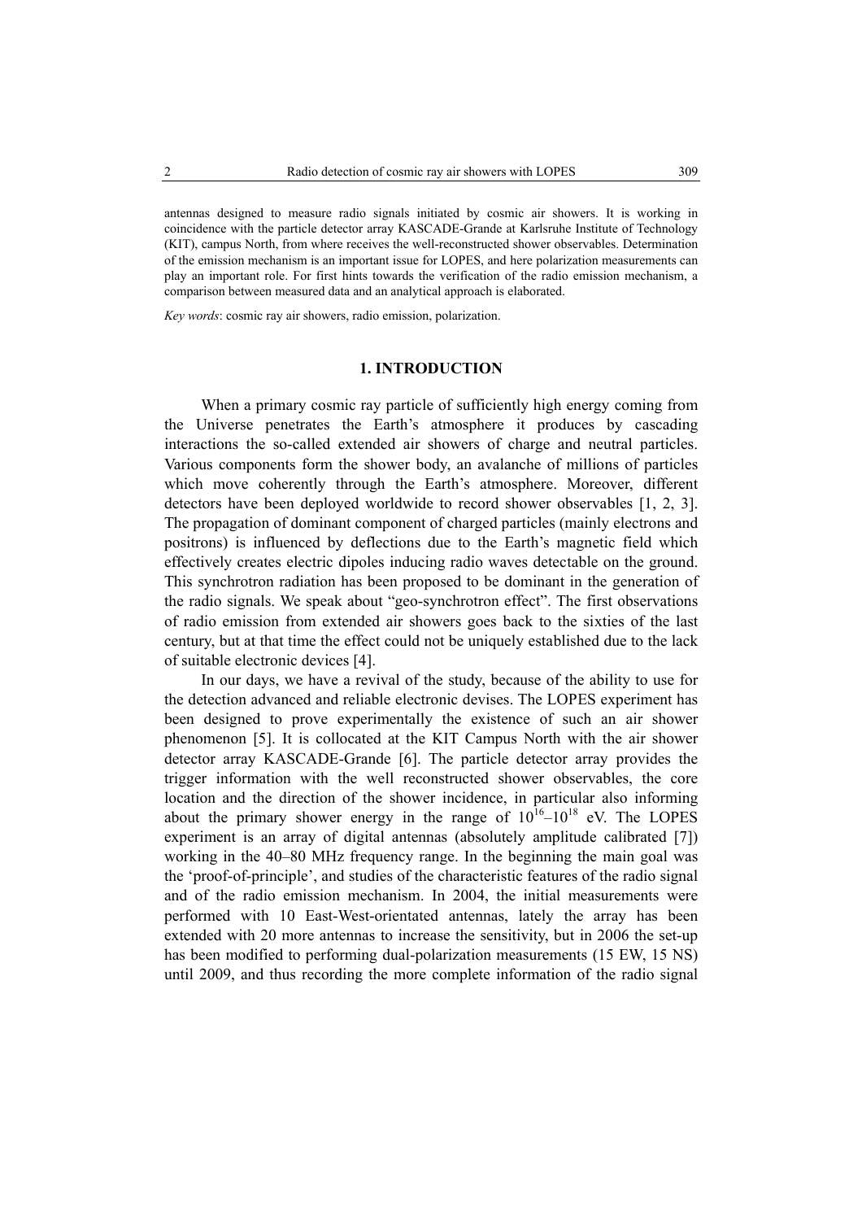antennas designed to measure radio signals initiated by cosmic air showers. It is working in coincidence with the particle detector array KASCADE-Grande at Karlsruhe Institute of Technology (KIT), campus North, from where receives the well-reconstructed shower observables. Determination of the emission mechanism is an important issue for LOPES, and here polarization measurements can play an important role. For first hints towards the verification of the radio emission mechanism, a comparison between measured data and an analytical approach is elaborated.

*Key words*: cosmic ray air showers, radio emission, polarization.

## 1. INTRODUCTION

When a primary cosmic ray particle of sufficiently high energy coming from the Universe penetrates the Earth's atmosphere it produces by cascading interactions the so-called extended air showers of charge and neutral particles. Various components form the shower body, an avalanche of millions of particles which move coherently through the Earth's atmosphere. Moreover, different detectors have been deployed worldwide to record shower observables [1, 2, 3]. The propagation of dominant component of charged particles (mainly electrons and positrons) is influenced by deflections due to the Earth's magnetic field which effectively creates electric dipoles inducing radio waves detectable on the ground. This synchrotron radiation has been proposed to be dominant in the generation of the radio signals. We speak about "geo-synchrotron effect". The first observations of radio emission from extended air showers goes back to the sixties of the last century, but at that time the effect could not be uniquely established due to the lack of suitable electronic devices [4].

In our days, we have a revival of the study, because of the ability to use for the detection advanced and reliable electronic devises. The LOPES experiment has been designed to prove experimentally the existence of such an air shower phenomenon [5]. It is collocated at the KIT Campus North with the air shower detector array KASCADE-Grande [6]. The particle detector array provides the trigger information with the well reconstructed shower observables, the core location and the direction of the shower incidence, in particular also informing about the primary shower energy in the range of $10^{16}$–$10^{18}$ eV. The LOPES experiment is an array of digital antennas (absolutely amplitude calibrated [7]) working in the 40–80 MHz frequency range. In the beginning the main goal was the 'proof-of-principle', and studies of the characteristic features of the radio signal and of the radio emission mechanism. In 2004, the initial measurements were performed with 10 East-West-orientated antennas, lately the array has been extended with 20 more antennas to increase the sensitivity, but in 2006 the set-up has been modified to performing dual-polarization measurements (15 EW, 15 NS) until 2009, and thus recording the more complete information of the radio signal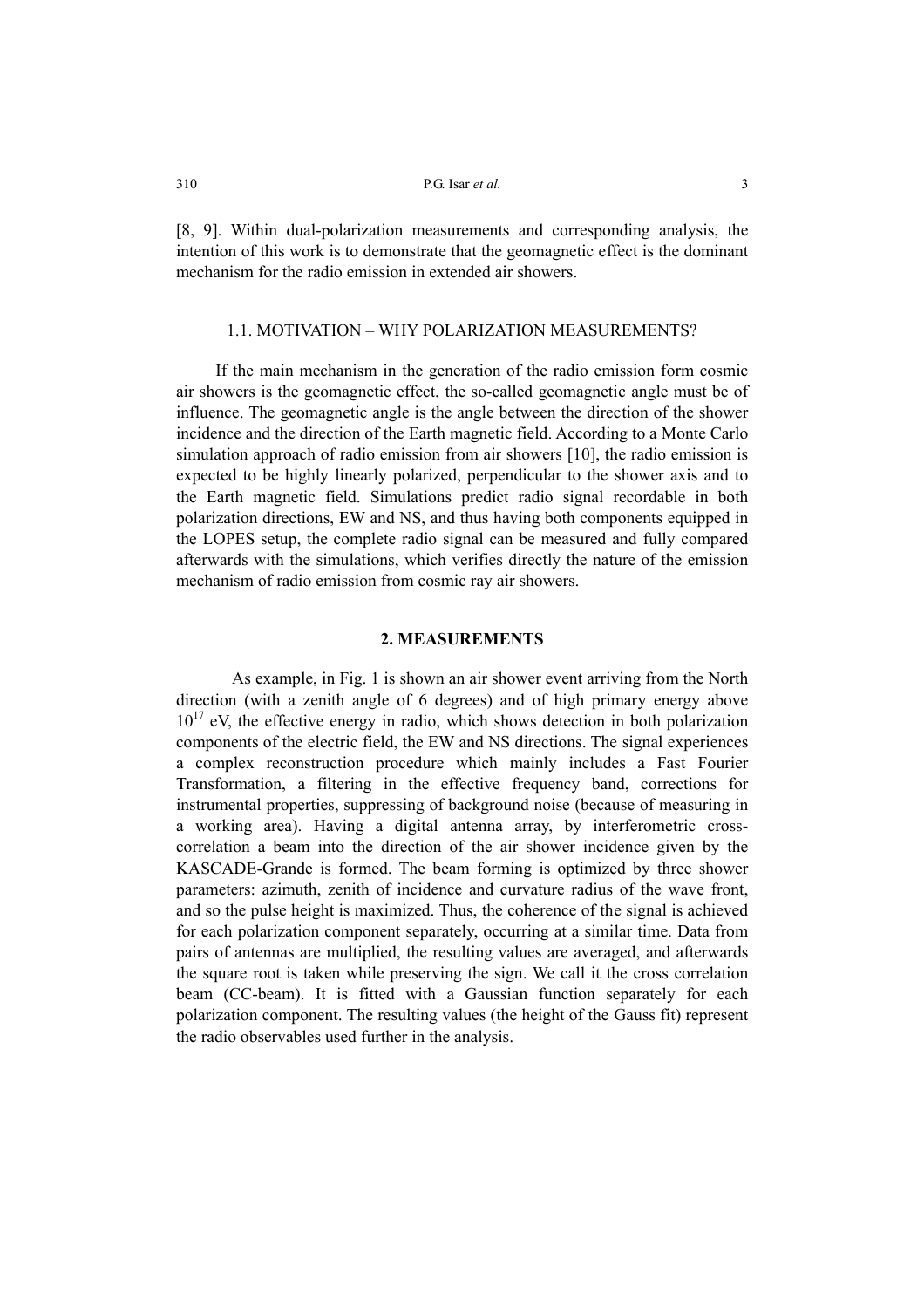[8, 9]. Within dual-polarization measurements and corresponding analysis, the intention of this work is to demonstrate that the geomagnetic effect is the dominant mechanism for the radio emission in extended air showers.

### 1.1. MOTIVATION – WHY POLARIZATION MEASUREMENTS?

If the main mechanism in the generation of the radio emission form cosmic air showers is the geomagnetic effect, the so-called geomagnetic angle must be of influence. The geomagnetic angle is the angle between the direction of the shower incidence and the direction of the Earth magnetic field. According to a Monte Carlo simulation approach of radio emission from air showers [10], the radio emission is expected to be highly linearly polarized, perpendicular to the shower axis and to the Earth magnetic field. Simulations predict radio signal recordable in both polarization directions, EW and NS, and thus having both components equipped in the LOPES setup, the complete radio signal can be measured and fully compared afterwards with the simulations, which verifies directly the nature of the emission mechanism of radio emission from cosmic ray air showers.

## 2. MEASUREMENTS

As example, in Fig. 1 is shown an air shower event arriving from the North direction (with a zenith angle of 6 degrees) and of high primary energy above $10^{17}$ eV, the effective energy in radio, which shows detection in both polarization components of the electric field, the EW and NS directions. The signal experiences a complex reconstruction procedure which mainly includes a Fast Fourier Transformation, a filtering in the effective frequency band, corrections for instrumental properties, suppressing of background noise (because of measuring in a working area). Having a digital antenna array, by interferometric cross-correlation a beam into the direction of the air shower incidence given by the KASCADE-Grande is formed. The beam forming is optimized by three shower parameters: azimuth, zenith of incidence and curvature radius of the wave front, and so the pulse height is maximized. Thus, the coherence of the signal is achieved for each polarization component separately, occurring at a similar time. Data from pairs of antennas are multiplied, the resulting values are averaged, and afterwards the square root is taken while preserving the sign. We call it the cross correlation beam (CC-beam). It is fitted with a Gaussian function separately for each polarization component. The resulting values (the height of the Gauss fit) represent the radio observables used further in the analysis.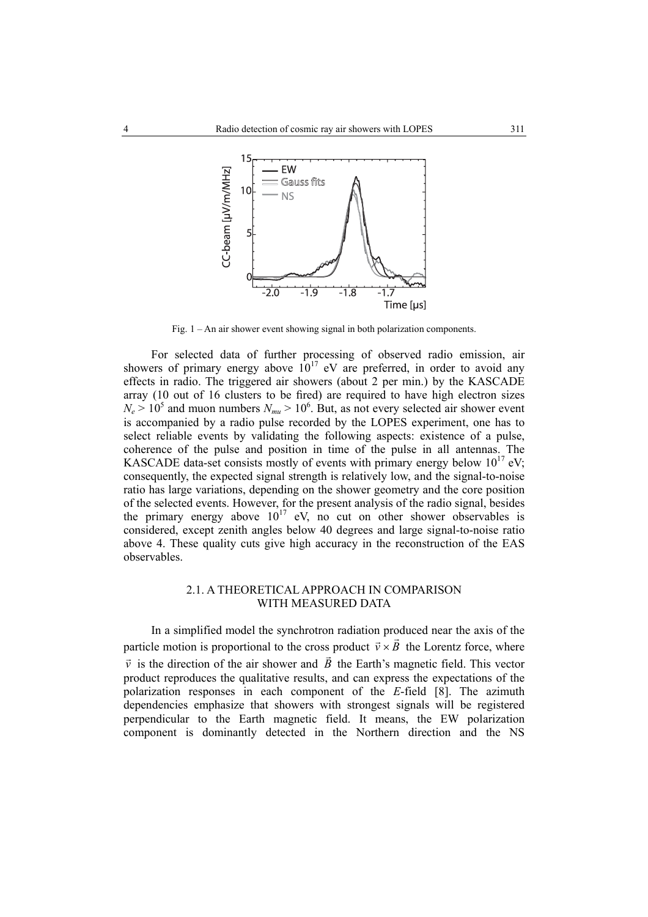Fig. 1 – An air shower event showing signal in both polarization components.

For selected data of further processing of observed radio emission, air showers of primary energy above $10^{17}$ eV are preferred, in order to avoid any effects in radio. The triggered air showers (about 2 per min.) by the KASCADE array (10 out of 16 clusters to be fired) are required to have high electron sizes $N_e > 10^5$ and muon numbers $N_{mu} > 10^6$. But, as not every selected air shower event is accompanied by a radio pulse recorded by the LOPES experiment, one has to select reliable events by validating the following aspects: existence of a pulse, coherence of the pulse and position in time of the pulse in all antennas. The KASCADE data-set consists mostly of events with primary energy below $10^{17}$ eV; consequently, the expected signal strength is relatively low, and the signal-to-noise ratio has large variations, depending on the shower geometry and the core position of the selected events. However, for the present analysis of the radio signal, besides the primary energy above $10^{17}$ eV, no cut on other shower observables is considered, except zenith angles below 40 degrees and large signal-to-noise ratio above 4. These quality cuts give high accuracy in the reconstruction of the EAS observables.

### 2.1. A THEORETICAL APPROACH IN COMPARISON WITH MEASURED DATA

In a simplified model the synchrotron radiation produced near the axis of the particle motion is proportional to the cross product $\vec{v} \times \vec{B}$ the Lorentz force, where $\vec{v}$ is the direction of the air shower and $\vec{B}$ the Earth's magnetic field. This vector product reproduces the qualitative results, and can express the expectations of the polarization responses in each component of the *E*-field [8]. The azimuth dependencies emphasize that showers with strongest signals will be registered perpendicular to the Earth magnetic field. It means, the EW polarization component is dominantly detected in the Northern direction and the NS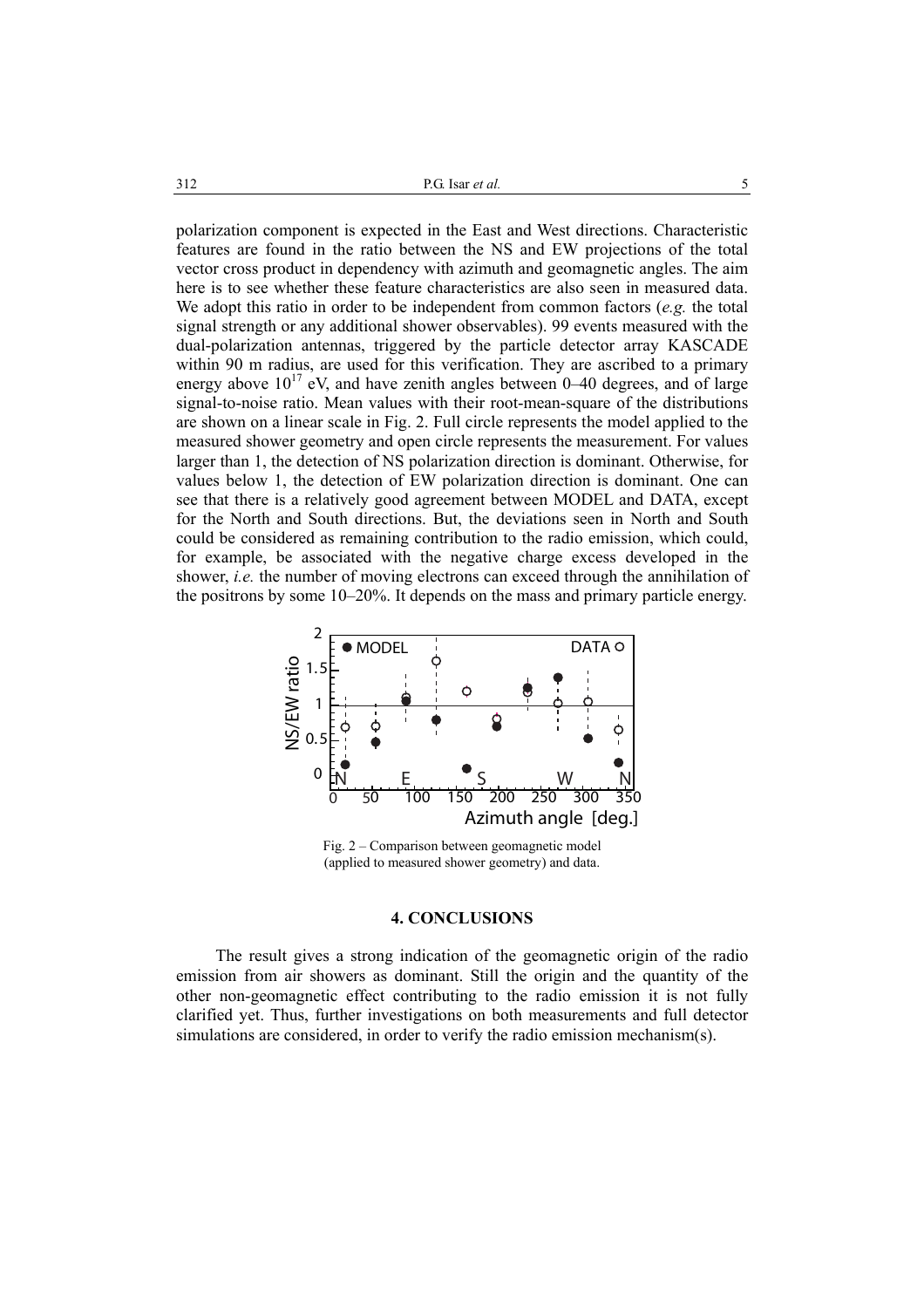polarization component is expected in the East and West directions. Characteristic features are found in the ratio between the NS and EW projections of the total vector cross product in dependency with azimuth and geomagnetic angles. The aim here is to see whether these feature characteristics are also seen in measured data. We adopt this ratio in order to be independent from common factors (*e.g.* the total signal strength or any additional shower observables). 99 events measured with the dual-polarization antennas, triggered by the particle detector array KASCADE within 90 m radius, are used for this verification. They are ascribed to a primary energy above $10^{17}$ eV, and have zenith angles between 0–40 degrees, and of large signal-to-noise ratio. Mean values with their root-mean-square of the distributions are shown on a linear scale in Fig. 2. Full circle represents the model applied to the measured shower geometry and open circle represents the measurement. For values larger than 1, the detection of NS polarization direction is dominant. Otherwise, for values below 1, the detection of EW polarization direction is dominant. One can see that there is a relatively good agreement between MODEL and DATA, except for the North and South directions. But, the deviations seen in North and South could be considered as remaining contribution to the radio emission, which could, for example, be associated with the negative charge excess developed in the shower, *i.e.* the number of moving electrons can exceed through the annihilation of the positrons by some 10–20%. It depends on the mass and primary particle energy.

Fig. 2 – Comparison between geomagnetic model (applied to measured shower geometry) and data.

## 4. CONCLUSIONS

The result gives a strong indication of the geomagnetic origin of the radio emission from air showers as dominant. Still the origin and the quantity of the other non-geomagnetic effect contributing to the radio emission it is not fully clarified yet. Thus, further investigations on both measurements and full detector simulations are considered, in order to verify the radio emission mechanism(s).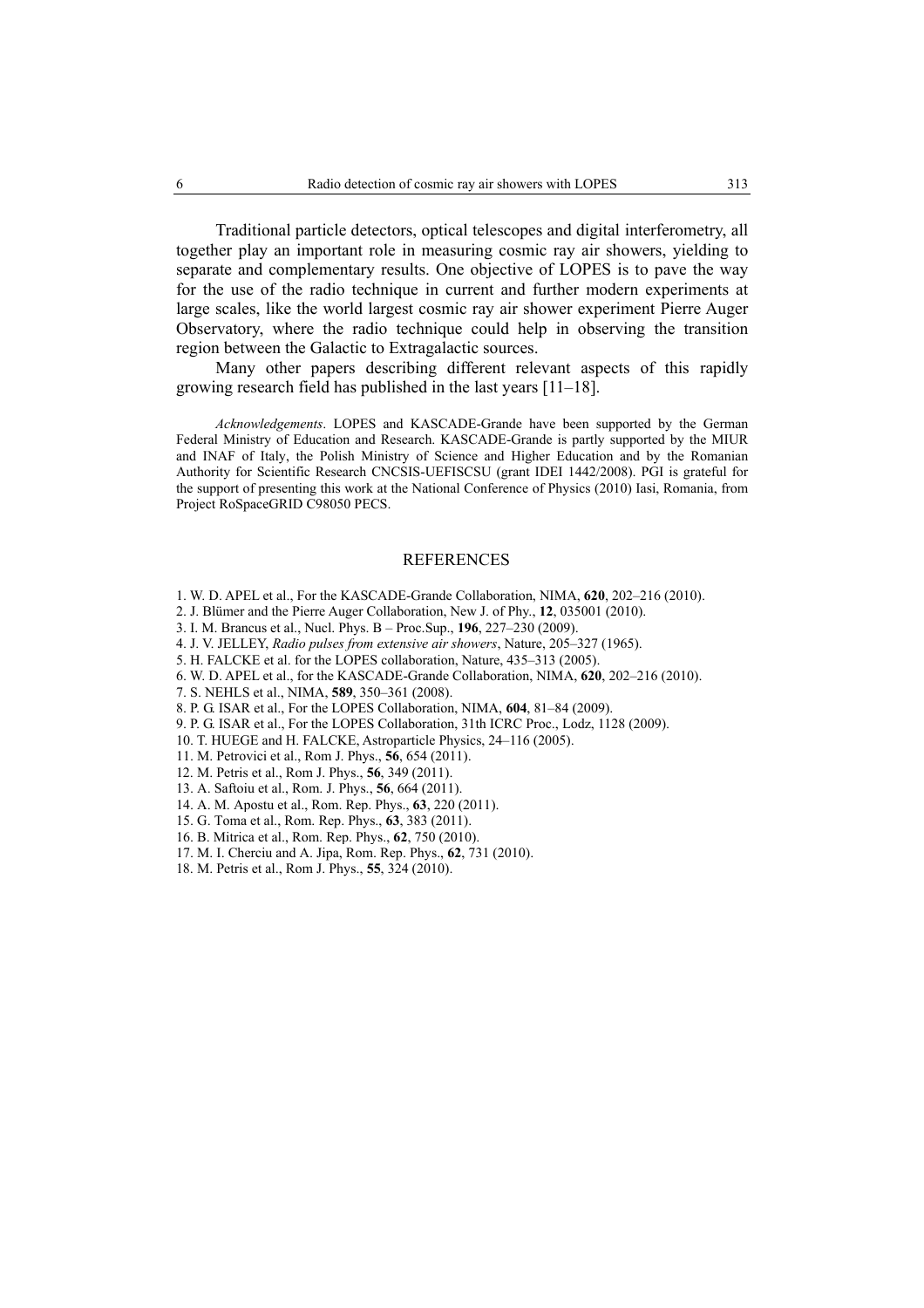Traditional particle detectors, optical telescopes and digital interferometry, all together play an important role in measuring cosmic ray air showers, yielding to separate and complementary results. One objective of LOPES is to pave the way for the use of the radio technique in current and further modern experiments at large scales, like the world largest cosmic ray air shower experiment Pierre Auger Observatory, where the radio technique could help in observing the transition region between the Galactic to Extragalactic sources.

Many other papers describing different relevant aspects of this rapidly growing research field has published in the last years [11–18].

*Acknowledgements*. LOPES and KASCADE-Grande have been supported by the German Federal Ministry of Education and Research. KASCADE-Grande is partly supported by the MIUR and INAF of Italy, the Polish Ministry of Science and Higher Education and by the Romanian Authority for Scientific Research CNCSIS-UEFISCSU (grant IDEI 1442/2008). PGI is grateful for the support of presenting this work at the National Conference of Physics (2010) Iasi, Romania, from Project RoSpaceGRID C98050 PECS.

## REFERENCES

1. W. D. APEL et al., For the KASCADE-Grande Collaboration, NIMA, **620**, 202–216 (2010).
2. J. Blümer and the Pierre Auger Collaboration, New J. of Phy., **12**, 035001 (2010).
3. I. M. Brancus et al., Nucl. Phys. B – Proc.Sup., **196**, 227–230 (2009).
4. J. V. JELLEY, *Radio pulses from extensive air showers*, Nature, 205–327 (1965).
5. H. FALCKE et al. for the LOPES collaboration, Nature, 435–313 (2005).
6. W. D. APEL et al., for the KASCADE-Grande Collaboration, NIMA, **620**, 202–216 (2010).
7. S. NEHLS et al., NIMA, **589**, 350–361 (2008).
8. P. G. ISAR et al., For the LOPES Collaboration, NIMA, **604**, 81–84 (2009).
9. P. G. ISAR et al., For the LOPES Collaboration, 31th ICRC Proc., Lodz, 1128 (2009).
10. T. HUEGE and H. FALCKE, Astroparticle Physics, 24–116 (2005).
11. M. Petrovici et al., Rom J. Phys., **56**, 654 (2011).
12. M. Petris et al., Rom J. Phys., **56**, 349 (2011).
13. A. Saftoiu et al., Rom. J. Phys., **56**, 664 (2011).
14. A. M. Apostu et al., Rom. Rep. Phys., **63**, 220 (2011).
15. G. Toma et al., Rom. Rep. Phys., **63**, 383 (2011).
16. B. Mitrica et al., Rom. Rep. Phys., **62**, 750 (2010).
17. M. I. Cherciu and A. Jipa, Rom. Rep. Phys., **62**, 731 (2010).
18. M. Petris et al., Rom J. Phys., **55**, 324 (2010).